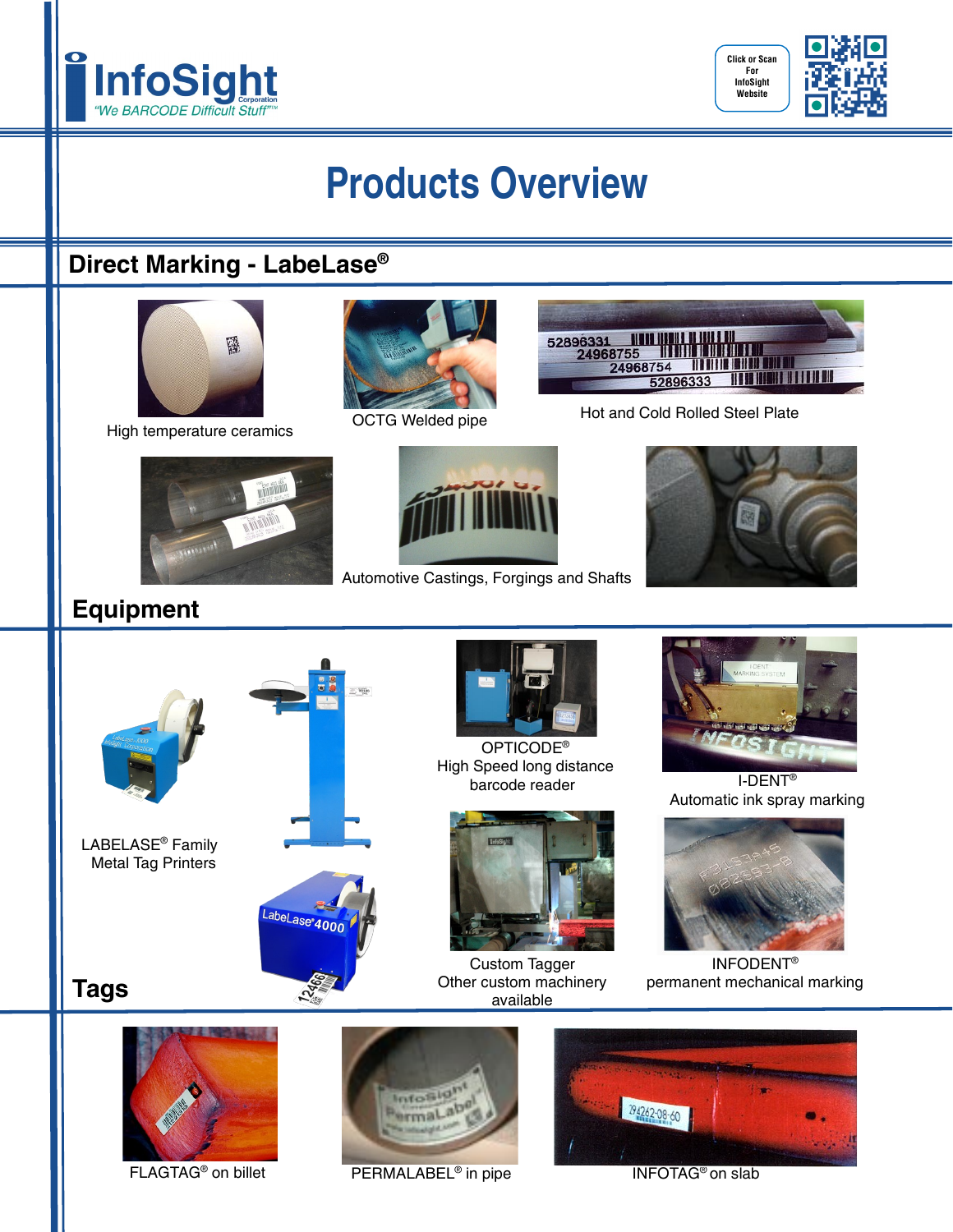InfoSight Corporation
*"We BARCODE Difficult Stuff"™*

Click or Scan For InfoSight Website

# Products Overview

## Direct Marking - LabeLase®

High temperature ceramics

OCTG Welded pipe

Hot and Cold Rolled Steel Plate

Automotive Castings, Forgings and Shafts

## Equipment

LABELASE® Family Metal Tag Printers

OPTICODE®
High Speed long distance barcode reader

I-DENT®
Automatic ink spray marking

Custom Tagger
Other custom machinery available

INFODENT®
permanent mechanical marking

## Tags

FLAGTAG® on billet

PERMALABEL® in pipe

INFOTAG® on slab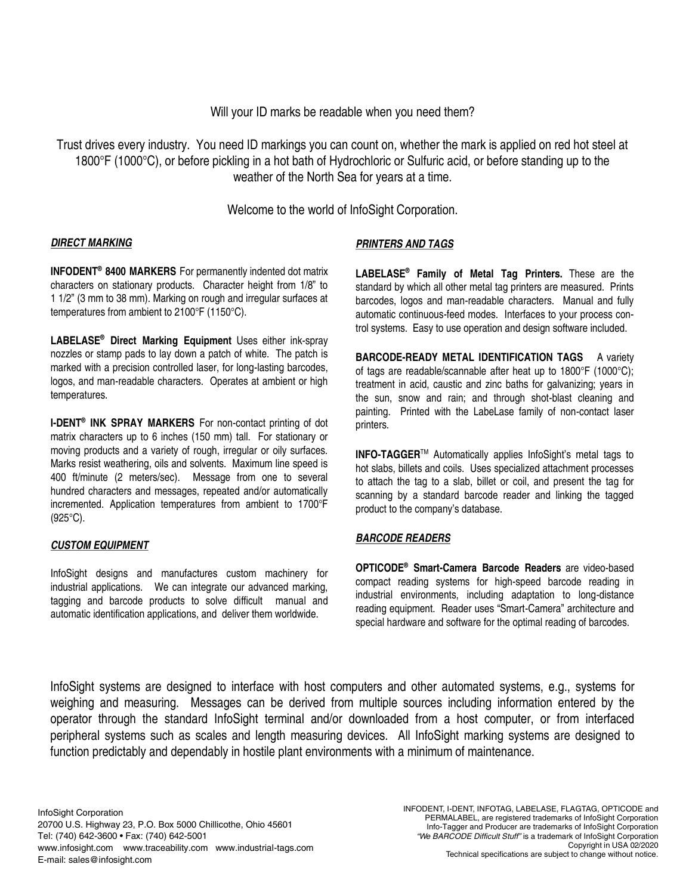Will your ID marks be readable when you need them?

Trust drives every industry. You need ID markings you can count on, whether the mark is applied on red hot steel at 1800°F (1000°C), or before pickling in a hot bath of Hydrochloric or Sulfuric acid, or before standing up to the weather of the North Sea for years at a time.

Welcome to the world of InfoSight Corporation.

***DIRECT MARKING***

**INFODENT® 8400 MARKERS** For permanently indented dot matrix characters on stationary products. Character height from 1/8" to 1 1/2" (3 mm to 38 mm). Marking on rough and irregular surfaces at temperatures from ambient to 2100°F (1150°C).

**LABELASE® Direct Marking Equipment** Uses either ink-spray nozzles or stamp pads to lay down a patch of white. The patch is marked with a precision controlled laser, for long-lasting barcodes, logos, and man-readable characters. Operates at ambient or high temperatures.

**I-DENT® INK SPRAY MARKERS** For non-contact printing of dot matrix characters up to 6 inches (150 mm) tall. For stationary or moving products and a variety of rough, irregular or oily surfaces. Marks resist weathering, oils and solvents. Maximum line speed is 400 ft/minute (2 meters/sec). Message from one to several hundred characters and messages, repeated and/or automatically incremented. Application temperatures from ambient to 1700°F (925°C).

***CUSTOM EQUIPMENT***

InfoSight designs and manufactures custom machinery for industrial applications. We can integrate our advanced marking, tagging and barcode products to solve difficult manual and automatic identification applications, and deliver them worldwide.

***PRINTERS AND TAGS***

**LABELASE® Family of Metal Tag Printers.** These are the standard by which all other metal tag printers are measured. Prints barcodes, logos and man-readable characters. Manual and fully automatic continuous-feed modes. Interfaces to your process control systems. Easy to use operation and design software included.

**BARCODE-READY METAL IDENTIFICATION TAGS** A variety of tags are readable/scannable after heat up to 1800°F (1000°C); treatment in acid, caustic and zinc baths for galvanizing; years in the sun, snow and rain; and through shot-blast cleaning and painting. Printed with the LabeLase family of non-contact laser printers.

**INFO-TAGGER™** Automatically applies InfoSight's metal tags to hot slabs, billets and coils. Uses specialized attachment processes to attach the tag to a slab, billet or coil, and present the tag for scanning by a standard barcode reader and linking the tagged product to the company's database.

***BARCODE READERS***

**OPTICODE® Smart-Camera Barcode Readers** are video-based compact reading systems for high-speed barcode reading in industrial environments, including adaptation to long-distance reading equipment. Reader uses "Smart-Camera" architecture and special hardware and software for the optimal reading of barcodes.

InfoSight systems are designed to interface with host computers and other automated systems, e.g., systems for weighing and measuring. Messages can be derived from multiple sources including information entered by the operator through the standard InfoSight terminal and/or downloaded from a host computer, or from interfaced peripheral systems such as scales and length measuring devices. All InfoSight marking systems are designed to function predictably and dependably in hostile plant environments with a minimum of maintenance.

InfoSight Corporation
20700 U.S. Highway 23, P.O. Box 5000 Chillicothe, Ohio 45601
Tel: (740) 642-3600 • Fax: (740) 642-5001
www.infosight.com www.traceability.com www.industrial-tags.com
E-mail: sales@infosight.com

INFODENT, I-DENT, INFOTAG, LABELASE, FLAGTAG, OPTICODE and PERMALABEL, are registered trademarks of InfoSight Corporation
Info-Tagger and Producer are trademarks of InfoSight Corporation
*"We BARCODE Difficult Stuff"* is a trademark of InfoSight Corporation
Copyright in USA 02/2020
Technical specifications are subject to change without notice.